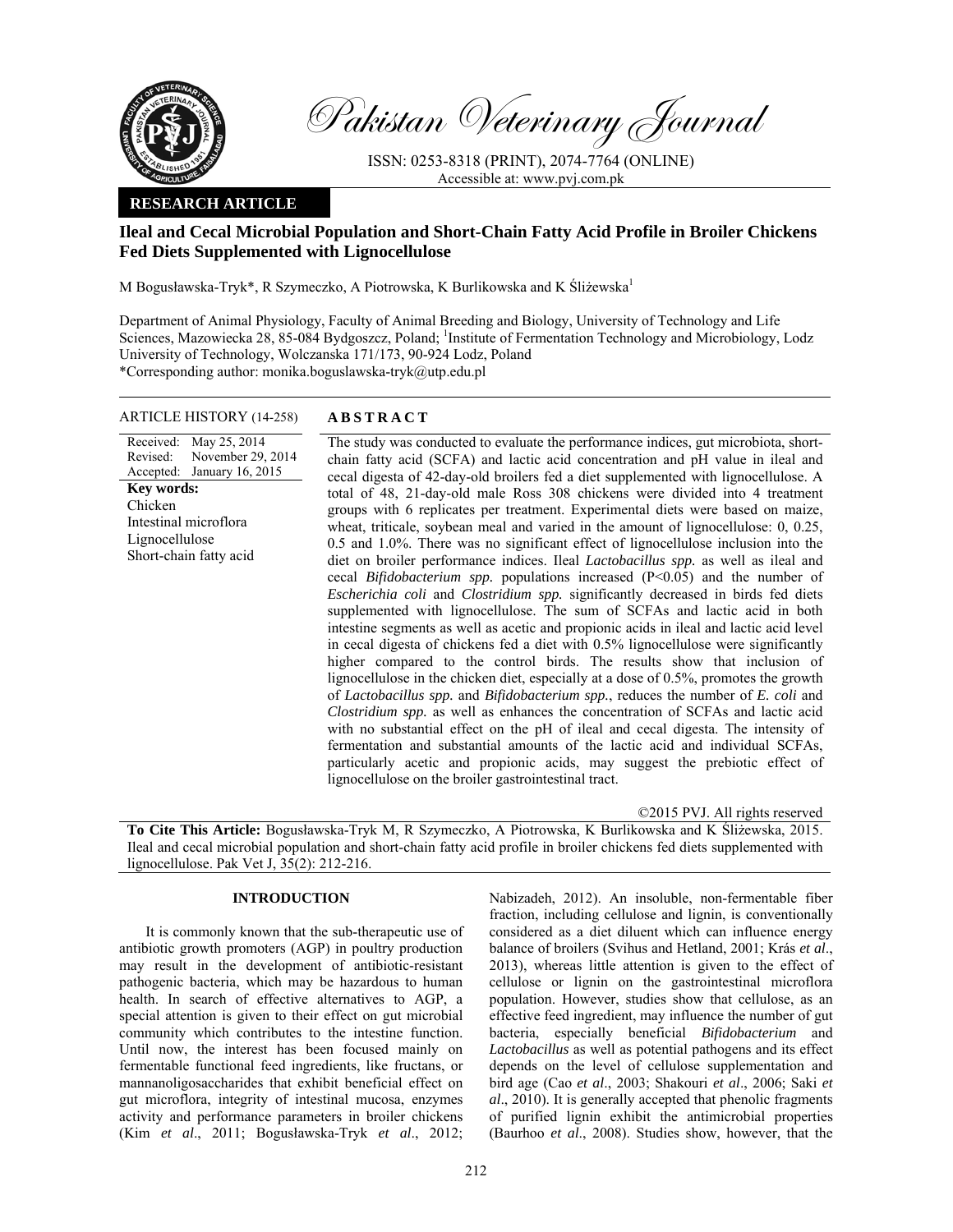# Pakistan Veterinary Journal

ISSN: 0253-8318 (PRINT), 2074-7764 (ONLINE)
Accessible at: www.pvj.com.pk

**RESEARCH ARTICLE**

## Ileal and Cecal Microbial Population and Short-Chain Fatty Acid Profile in Broiler Chickens Fed Diets Supplemented with Lignocellulose

M Bogusławska-Tryk*, R Szymeczko, A Piotrowska, K Burlikowska and K Śliżewska[1]

Department of Animal Physiology, Faculty of Animal Breeding and Biology, University of Technology and Life Sciences, Mazowiecka 28, 85-084 Bydgoszcz, Poland; [1]Institute of Fermentation Technology and Microbiology, Lodz University of Technology, Wolczanska 171/173, 90-924 Lodz, Poland
*Corresponding author: monika.boguslawska-tryk@utp.edu.pl

**ARTICLE HISTORY** (14-258)

Received: May 25, 2014
Revised: November 29, 2014
Accepted: January 16, 2015

**Key words:**
Chicken
Intestinal microflora
Lignocellulose
Short-chain fatty acid

**ABSTRACT**

The study was conducted to evaluate the performance indices, gut microbiota, short-chain fatty acid (SCFA) and lactic acid concentration and pH value in ileal and cecal digesta of 42-day-old broilers fed a diet supplemented with lignocellulose. A total of 48, 21-day-old male Ross 308 chickens were divided into 4 treatment groups with 6 replicates per treatment. Experimental diets were based on maize, wheat, triticale, soybean meal and varied in the amount of lignocellulose: 0, 0.25, 0.5 and 1.0%. There was no significant effect of lignocellulose inclusion into the diet on broiler performance indices. Ileal *Lactobacillus spp.* as well as ileal and cecal *Bifidobacterium spp.* populations increased ($P<0.05$) and the number of *Escherichia coli* and *Clostridium spp.* significantly decreased in birds fed diets supplemented with lignocellulose. The sum of SCFAs and lactic acid in both intestine segments as well as acetic and propionic acids in ileal and lactic acid level in cecal digesta of chickens fed a diet with 0.5% lignocellulose were significantly higher compared to the control birds. The results show that inclusion of lignocellulose in the chicken diet, especially at a dose of 0.5%, promotes the growth of *Lactobacillus spp.* and *Bifidobacterium spp.*, reduces the number of *E. coli* and *Clostridium spp.* as well as enhances the concentration of SCFAs and lactic acid with no substantial effect on the pH of ileal and cecal digesta. The intensity of fermentation and substantial amounts of the lactic acid and individual SCFAs, particularly acetic and propionic acids, may suggest the prebiotic effect of lignocellulose on the broiler gastrointestinal tract.

©2015 PVJ. All rights reserved

**To Cite This Article:** Bogusławska-Tryk M, R Szymeczko, A Piotrowska, K Burlikowska and K Śliżewska, 2015. Ileal and cecal microbial population and short-chain fatty acid profile in broiler chickens fed diets supplemented with lignocellulose. Pak Vet J, 35(2): 212-216.

## INTRODUCTION

It is commonly known that the sub-therapeutic use of antibiotic growth promoters (AGP) in poultry production may result in the development of antibiotic-resistant pathogenic bacteria, which may be hazardous to human health. In search of effective alternatives to AGP, a special attention is given to their effect on gut microbial community which contributes to the intestine function. Until now, the interest has been focused mainly on fermentable functional feed ingredients, like fructans, or mannanoligosaccharides that exhibit beneficial effect on gut microflora, integrity of intestinal mucosa, enzymes activity and performance parameters in broiler chickens (Kim *et al*., 2011; Bogusławska-Tryk *et al*., 2012; Nabizadeh, 2012). An insoluble, non-fermentable fiber fraction, including cellulose and lignin, is conventionally considered as a diet diluent which can influence energy balance of broilers (Svihus and Hetland, 2001; Krás *et al*., 2013), whereas little attention is given to the effect of cellulose or lignin on the gastrointestinal microflora population. However, studies show that cellulose, as an effective feed ingredient, may influence the number of gut bacteria, especially beneficial *Bifidobacterium* and *Lactobacillus* as well as potential pathogens and its effect depends on the level of cellulose supplementation and bird age (Cao *et al*., 2003; Shakouri *et al*., 2006; Saki *et al*., 2010). It is generally accepted that phenolic fragments of purified lignin exhibit the antimicrobial properties (Baurhoo *et al*., 2008). Studies show, however, that the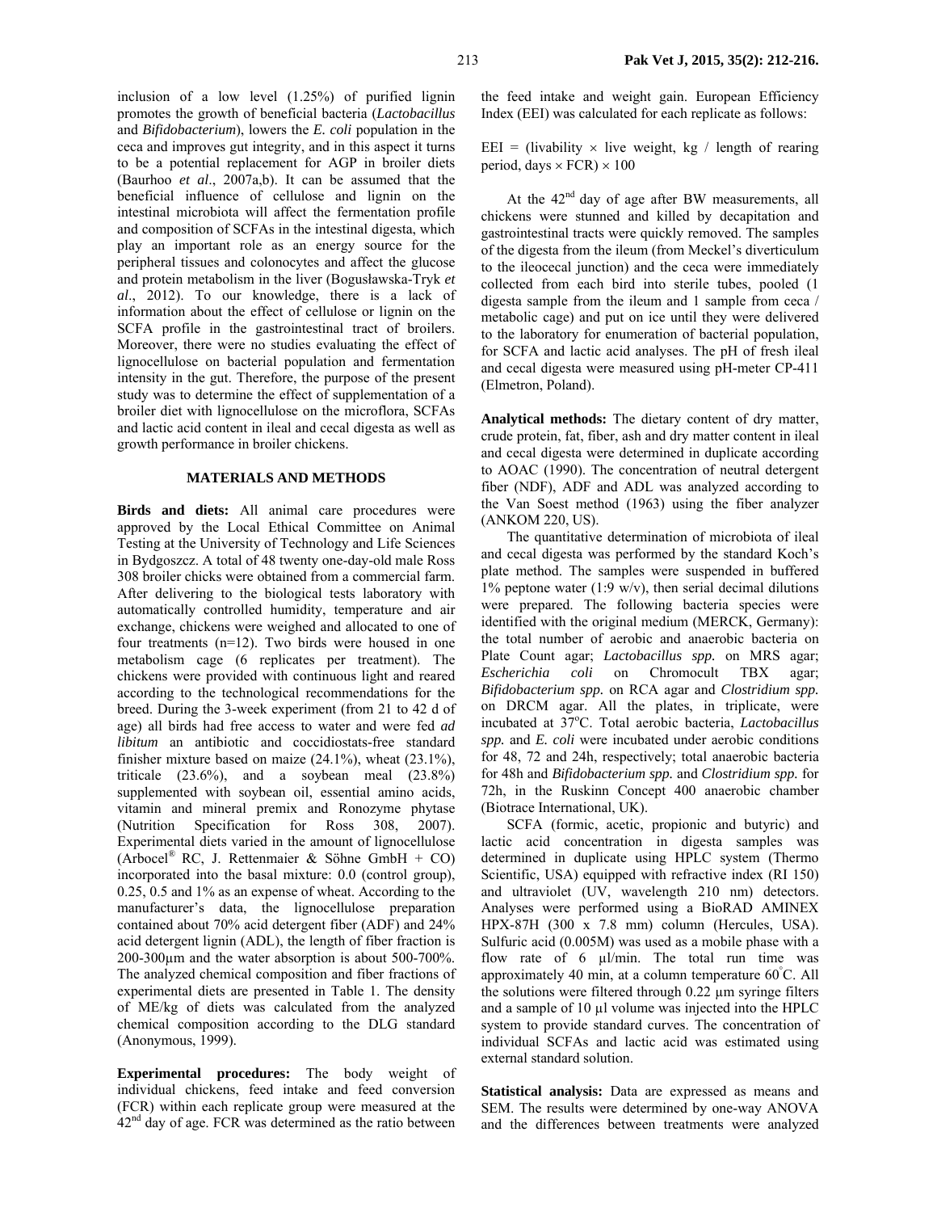inclusion of a low level (1.25%) of purified lignin promotes the growth of beneficial bacteria (*Lactobacillus* and *Bifidobacterium*), lowers the *E. coli* population in the ceca and improves gut integrity, and in this aspect it turns to be a potential replacement for AGP in broiler diets (Baurhoo *et al*., 2007a,b). It can be assumed that the beneficial influence of cellulose and lignin on the intestinal microbiota will affect the fermentation profile and composition of SCFAs in the intestinal digesta, which play an important role as an energy source for the peripheral tissues and colonocytes and affect the glucose and protein metabolism in the liver (Bogusławska-Tryk *et al*., 2012). To our knowledge, there is a lack of information about the effect of cellulose or lignin on the SCFA profile in the gastrointestinal tract of broilers. Moreover, there were no studies evaluating the effect of lignocellulose on bacterial population and fermentation intensity in the gut. Therefore, the purpose of the present study was to determine the effect of supplementation of a broiler diet with lignocellulose on the microflora, SCFAs and lactic acid content in ileal and cecal digesta as well as growth performance in broiler chickens.

## MATERIALS AND METHODS

**Birds and diets:** All animal care procedures were approved by the Local Ethical Committee on Animal Testing at the University of Technology and Life Sciences in Bydgoszcz. A total of 48 twenty one-day-old male Ross 308 broiler chicks were obtained from a commercial farm. After delivering to the biological tests laboratory with automatically controlled humidity, temperature and air exchange, chickens were weighed and allocated to one of four treatments (n=12). Two birds were housed in one metabolism cage (6 replicates per treatment). The chickens were provided with continuous light and reared according to the technological recommendations for the breed. During the 3-week experiment (from 21 to 42 d of age) all birds had free access to water and were fed *ad libitum* an antibiotic and coccidiostats-free standard finisher mixture based on maize (24.1%), wheat (23.1%), triticale (23.6%), and a soybean meal (23.8%) supplemented with soybean oil, essential amino acids, vitamin and mineral premix and Ronozyme phytase (Nutrition Specification for Ross 308, 2007). Experimental diets varied in the amount of lignocellulose (Arbocel® RC, J. Rettenmaier & Söhne GmbH + CO) incorporated into the basal mixture: 0.0 (control group), 0.25, 0.5 and 1% as an expense of wheat. According to the manufacturer's data, the lignocellulose preparation contained about 70% acid detergent fiber (ADF) and 24% acid detergent lignin (ADL), the length of fiber fraction is 200-300µm and the water absorption is about 500-700%. The analyzed chemical composition and fiber fractions of experimental diets are presented in Table 1. The density of ME/kg of diets was calculated from the analyzed chemical composition according to the DLG standard (Anonymous, 1999).

**Experimental procedures:** The body weight of individual chickens, feed intake and feed conversion (FCR) within each replicate group were measured at the 42nd day of age. FCR was determined as the ratio between the feed intake and weight gain. European Efficiency Index (EEI) was calculated for each replicate as follows:

$$EEI = (\text{livability} \times \text{live weight, kg} / \text{length of rearing period, days} \times FCR) \times 100$$

At the 42nd day of age after BW measurements, all chickens were stunned and killed by decapitation and gastrointestinal tracts were quickly removed. The samples of the digesta from the ileum (from Meckel's diverticulum to the ileocecal junction) and the ceca were immediately collected from each bird into sterile tubes, pooled (1 digesta sample from the ileum and 1 sample from ceca / metabolic cage) and put on ice until they were delivered to the laboratory for enumeration of bacterial population, for SCFA and lactic acid analyses. The pH of fresh ileal and cecal digesta were measured using pH-meter CP-411 (Elmetron, Poland).

**Analytical methods:** The dietary content of dry matter, crude protein, fat, fiber, ash and dry matter content in ileal and cecal digesta were determined in duplicate according to AOAC (1990). The concentration of neutral detergent fiber (NDF), ADF and ADL was analyzed according to the Van Soest method (1963) using the fiber analyzer (ANKOM 220, US).

The quantitative determination of microbiota of ileal and cecal digesta was performed by the standard Koch's plate method. The samples were suspended in buffered 1% peptone water (1:9 w/v), then serial decimal dilutions were prepared. The following bacteria species were identified with the original medium (MERCK, Germany): the total number of aerobic and anaerobic bacteria on Plate Count agar; *Lactobacillus spp.* on MRS agar; *Escherichia coli* on Chromocult TBX agar; *Bifidobacterium spp.* on RCA agar and *Clostridium spp.* on DRCM agar. All the plates, in triplicate, were incubated at 37°C. Total aerobic bacteria, *Lactobacillus spp.* and *E. coli* were incubated under aerobic conditions for 48, 72 and 24h, respectively; total anaerobic bacteria for 48h and *Bifidobacterium spp.* and *Clostridium spp.* for 72h, in the Ruskinn Concept 400 anaerobic chamber (Biotrace International, UK).

SCFA (formic, acetic, propionic and butyric) and lactic acid concentration in digesta samples was determined in duplicate using HPLC system (Thermo Scientific, USA) equipped with refractive index (RI 150) and ultraviolet (UV, wavelength 210 nm) detectors. Analyses were performed using a BioRAD AMINEX HPX-87H (300 x 7.8 mm) column (Hercules, USA). Sulfuric acid (0.005M) was used as a mobile phase with a flow rate of 6 µl/min. The total run time was approximately 40 min, at a column temperature 60°C. All the solutions were filtered through 0.22 µm syringe filters and a sample of 10 µl volume was injected into the HPLC system to provide standard curves. The concentration of individual SCFAs and lactic acid was estimated using external standard solution.

**Statistical analysis:** Data are expressed as means and SEM. The results were determined by one-way ANOVA and the differences between treatments were analyzed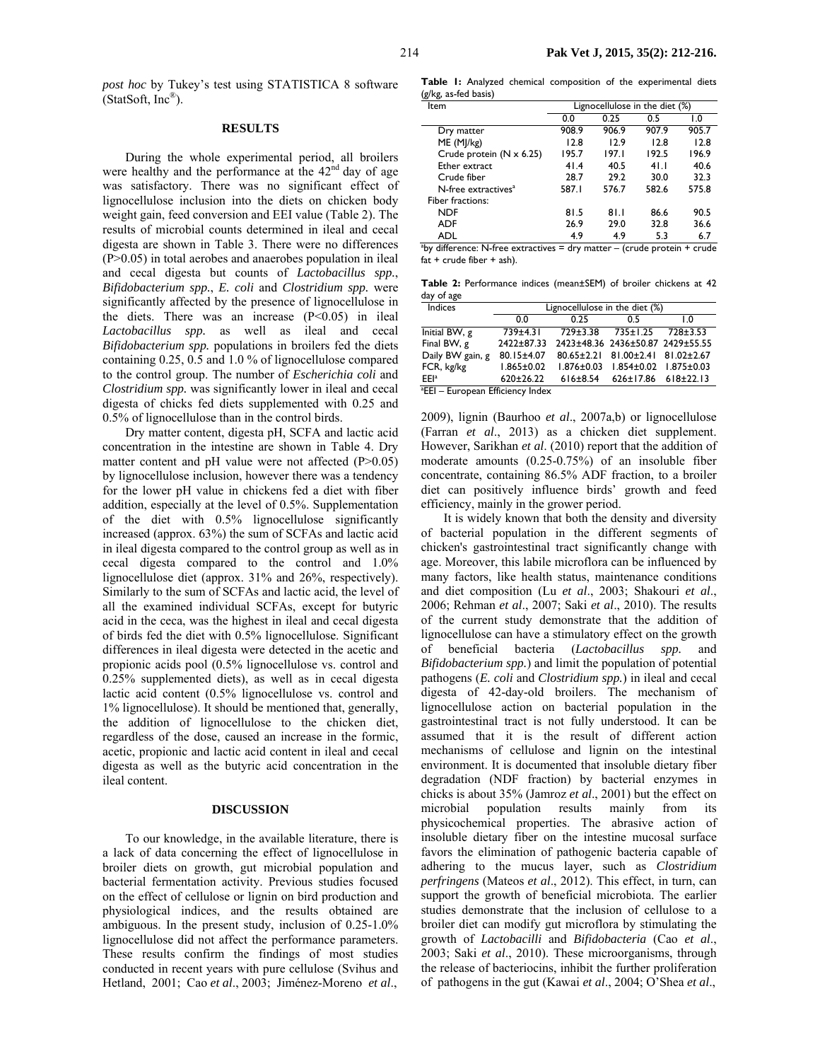*post hoc* by Tukey's test using STATISTICA 8 software (StatSoft, Inc®).

## RESULTS

During the whole experimental period, all broilers were healthy and the performance at the 42nd day of age was satisfactory. There was no significant effect of lignocellulose inclusion into the diets on chicken body weight gain, feed conversion and EEI value (Table 2). The results of microbial counts determined in ileal and cecal digesta are shown in Table 3. There were no differences ($P>0.05$) in total aerobes and anaerobes population in ileal and cecal digesta but counts of *Lactobacillus spp.*, *Bifidobacterium spp.*, *E. coli* and *Clostridium spp.* were significantly affected by the presence of lignocellulose in the diets. There was an increase ($P<0.05$) in ileal *Lactobacillus spp.* as well as ileal and cecal *Bifidobacterium spp.* populations in broilers fed the diets containing 0.25, 0.5 and 1.0 % of lignocellulose compared to the control group. The number of *Escherichia coli* and *Clostridium spp.* was significantly lower in ileal and cecal digesta of chicks fed diets supplemented with 0.25 and 0.5% of lignocellulose than in the control birds.

Dry matter content, digesta pH, SCFA and lactic acid concentration in the intestine are shown in Table 4. Dry matter content and pH value were not affected ($P>0.05$) by lignocellulose inclusion, however there was a tendency for the lower pH value in chickens fed a diet with fiber addition, especially at the level of 0.5%. Supplementation of the diet with 0.5% lignocellulose significantly increased (approx. 63%) the sum of SCFAs and lactic acid in ileal digesta compared to the control group as well as in cecal digesta compared to the control and 1.0% lignocellulose diet (approx. 31% and 26%, respectively). Similarly to the sum of SCFAs and lactic acid, the level of all the examined individual SCFAs, except for butyric acid in the ceca, was the highest in ileal and cecal digesta of birds fed the diet with 0.5% lignocellulose. Significant differences in ileal digesta were detected in the acetic and propionic acids pool (0.5% lignocellulose vs. control and 0.25% supplemented diets), as well as in cecal digesta lactic acid content (0.5% lignocellulose vs. control and 1% lignocellulose). It should be mentioned that, generally, the addition of lignocellulose to the chicken diet, regardless of the dose, caused an increase in the formic, acetic, propionic and lactic acid content in ileal and cecal digesta as well as the butyric acid concentration in the ileal content.

## DISCUSSION

To our knowledge, in the available literature, there is a lack of data concerning the effect of lignocellulose in broiler diets on growth, gut microbial population and bacterial fermentation activity. Previous studies focused on the effect of cellulose or lignin on bird production and physiological indices, and the results obtained are ambiguous. In the present study, inclusion of 0.25-1.0% lignocellulose did not affect the performance parameters. These results confirm the findings of most studies conducted in recent years with pure cellulose (Svihus and Hetland, 2001; Cao *et al*., 2003; Jiménez-Moreno *et al*., 2009), lignin (Baurhoo *et al*., 2007a,b) or lignocellulose (Farran *et al*., 2013) as a chicken diet supplement. However, Sarikhan *et al*. (2010) report that the addition of moderate amounts (0.25-0.75%) of an insoluble fiber concentrate, containing 86.5% ADF fraction, to a broiler diet can positively influence birds' growth and feed efficiency, mainly in the grower period.

It is widely known that both the density and diversity of bacterial population in the different segments of chicken's gastrointestinal tract significantly change with age. Moreover, this labile microflora can be influenced by many factors, like health status, maintenance conditions and diet composition (Lu *et al*., 2003; Shakouri *et al*., 2006; Rehman *et al*., 2007; Saki *et al*., 2010). The results of the current study demonstrate that the addition of lignocellulose can have a stimulatory effect on the growth of beneficial bacteria (*Lactobacillus spp.* and *Bifidobacterium spp.*) and limit the population of potential pathogens (*E. coli* and *Clostridium spp.*) in ileal and cecal digesta of 42-day-old broilers. The mechanism of lignocellulose action on bacterial population in the gastrointestinal tract is not fully understood. It can be assumed that it is the result of different action mechanisms of cellulose and lignin on the intestinal environment. It is documented that insoluble dietary fiber degradation (NDF fraction) by bacterial enzymes in chicks is about 35% (Jamroz *et al*., 2001) but the effect on microbial population results mainly from its physicochemical properties. The abrasive action of insoluble dietary fiber on the intestine mucosal surface favors the elimination of pathogenic bacteria capable of adhering to the mucus layer, such as *Clostridium perfringens* (Mateos *et al*., 2012). This effect, in turn, can support the growth of beneficial microbiota. The earlier studies demonstrate that the inclusion of cellulose to a broiler diet can modify gut microflora by stimulating the growth of *Lactobacilli* and *Bifidobacteria* (Cao *et al*., 2003; Saki *et al*., 2010). These microorganisms, through the release of bacteriocins, inhibit the further proliferation of pathogens in the gut (Kawai *et al*., 2004; O'Shea *et al*.,

**Table 1:** Analyzed chemical composition of the experimental diets (g/kg, as-fed basis)

| Item | Lignocellulose in the diet (%) | | | |
|---|---|---|---|---|
| | 0.0 | 0.25 | 0.5 | 1.0 |
| Dry matter | 908.9 | 906.9 | 907.9 | 905.7 |
| ME (MJ/kg) | 12.8 | 12.9 | 12.8 | 12.8 |
| Crude protein (N x 6.25) | 195.7 | 197.1 | 192.5 | 196.9 |
| Ether extract | 41.4 | 40.5 | 41.1 | 40.6 |
| Crude fiber | 28.7 | 29.2 | 30.0 | 32.3 |
| N-free extractives[a] | 587.1 | 576.7 | 582.6 | 575.8 |
| Fiber fractions: | | | | |
| NDF | 81.5 | 81.1 | 86.6 | 90.5 |
| ADF | 26.9 | 29.0 | 32.8 | 36.6 |
| ADL | 4.9 | 4.9 | 5.3 | 6.7 |

[a]by difference: N-free extractives = dry matter – (crude protein + crude fat + crude fiber + ash).

**Table 2:** Performance indices (mean±SEM) of broiler chickens at 42 day of age

| Indices | Lignocellulose in the diet (%) | | | |
|---|---|---|---|---|
| | 0.0 | 0.25 | 0.5 | 1.0 |
| Initial BW, g | 739±4.31 | 729±3.38 | 735±1.25 | 728±3.53 |
| Final BW, g | 2422±87.33 | 2423±48.36 | 2436±50.87 | 2429±55.55 |
| Daily BW gain, g | 80.15±4.07 | 80.65±2.21 | 81.00±2.41 | 81.02±2.67 |
| FCR, kg/kg | 1.865±0.02 | 1.876±0.03 | 1.854±0.02 | 1.875±0.03 |
| EEI[a] | 620±26.22 | 616±8.54 | 626±17.86 | 618±22.13 |

[a]EEI – European Efficiency Index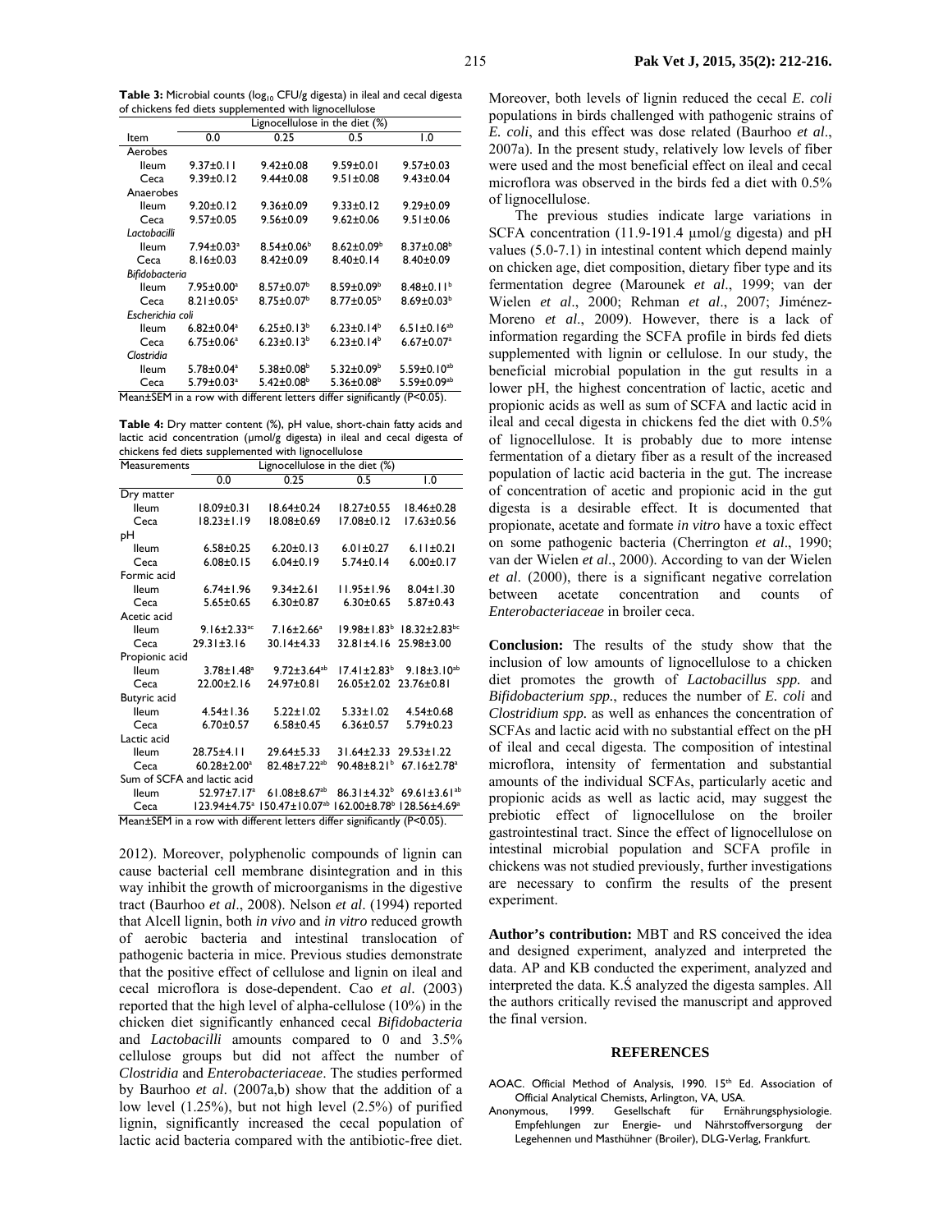**Table 3:** Microbial counts ($\log_{10}$ CFU/g digesta) in ileal and cecal digesta of chickens fed diets supplemented with lignocellulose

| Item | Lignocellulose in the diet (%) | | | |
|---|---|---|---|---|
| | 0.0 | 0.25 | 0.5 | 1.0 |
| Aerobes | | | | |
| Ileum | 9.37±0.11 | 9.42±0.08 | 9.59±0.01 | 9.57±0.03 |
| Ceca | 9.39±0.12 | 9.44±0.08 | 9.51±0.08 | 9.43±0.04 |
| Anaerobes | | | | |
| Ileum | 9.20±0.12 | 9.36±0.09 | 9.33±0.12 | 9.29±0.09 |
| Ceca | 9.57±0.05 | 9.56±0.09 | 9.62±0.06 | 9.51±0.06 |
| *Lactobacilli* | | | | |
| Ileum | 7.94±0.03[a] | 8.54±0.06[b] | 8.62±0.09[b] | 8.37±0.08[b] |
| Ceca | 8.16±0.03 | 8.42±0.09 | 8.40±0.14 | 8.40±0.09 |
| *Bifidobacteria* | | | | |
| Ileum | 7.95±0.00[a] | 8.57±0.07[b] | 8.59±0.09[b] | 8.48±0.11[b] |
| Ceca | 8.21±0.05[a] | 8.75±0.07[b] | 8.77±0.05[b] | 8.69±0.03[b] |
| *Escherichia coli* | | | | |
| Ileum | 6.82±0.04[a] | 6.25±0.13[b] | 6.23±0.14[b] | 6.51±0.16[ab] |
| Ceca | 6.75±0.06[a] | 6.23±0.13[b] | 6.23±0.14[b] | 6.67±0.07[a] |
| *Clostridia* | | | | |
| Ileum | 5.78±0.04[a] | 5.38±0.08[b] | 5.32±0.09[b] | 5.59±0.10[ab] |
| Ceca | 5.79±0.03[a] | 5.42±0.08[b] | 5.36±0.08[b] | 5.59±0.09[ab] |

Mean±SEM in a row with different letters differ significantly ($P<0.05$).

**Table 4:** Dry matter content (%), pH value, short-chain fatty acids and lactic acid concentration (μmol/g digesta) in ileal and cecal digesta of chickens fed diets supplemented with lignocellulose

| Measurements | Lignocellulose in the diet (%) | | | |
|---|---|---|---|---|
| | 0.0 | 0.25 | 0.5 | 1.0 |
| Dry matter | | | | |
| Ileum | 18.09±0.31 | 18.64±0.24 | 18.27±0.55 | 18.46±0.28 |
| Ceca | 18.23±1.19 | 18.08±0.69 | 17.08±0.12 | 17.63±0.56 |
| pH | | | | |
| Ileum | 6.58±0.25 | 6.20±0.13 | 6.01±0.27 | 6.11±0.21 |
| Ceca | 6.08±0.15 | 6.04±0.19 | 5.74±0.14 | 6.00±0.17 |
| Formic acid | | | | |
| Ileum | 6.74±1.96 | 9.34±2.61 | 11.95±1.96 | 8.04±1.30 |
| Ceca | 5.65±0.65 | 6.30±0.87 | 6.30±0.65 | 5.87±0.43 |
| Acetic acid | | | | |
| Ileum | 9.16±2.33[ac] | 7.16±2.66[a] | 19.98±1.83[b] | 18.32±2.83[bc] |
| Ceca | 29.31±3.16 | 30.14±4.33 | 32.81±4.16 | 25.98±3.00 |
| Propionic acid | | | | |
| Ileum | 3.78±1.48[a] | 9.72±3.64[ab] | 17.41±2.83[b] | 9.18±3.10[ab] |
| Ceca | 22.00±2.16 | 24.97±0.81 | 26.05±2.02 | 23.76±0.81 |
| Butyric acid | | | | |
| Ileum | 4.54±1.36 | 5.22±1.02 | 5.33±1.02 | 4.54±0.68 |
| Ceca | 6.70±0.57 | 6.58±0.45 | 6.36±0.57 | 5.79±0.23 |
| Lactic acid | | | | |
| Ileum | 28.75±4.11 | 29.64±5.33 | 31.64±2.33 | 29.53±1.22 |
| Ceca | 60.28±2.00[a] | 82.48±7.22[ab] | 90.48±8.21[b] | 67.16±2.78[a] |
| Sum of SCFA and lactic acid | | | | |
| Ileum | 52.97±7.17[a] | 61.08±8.67[ab] | 86.31±4.32[b] | 69.61±3.61[ab] |
| Ceca | 123.94±4.75[a] | 150.47±10.07[ab] | 162.00±8.78[b] | 128.56±4.69[a] |

Mean±SEM in a row with different letters differ significantly ($P<0.05$).

2012). Moreover, polyphenolic compounds of lignin can cause bacterial cell membrane disintegration and in this way inhibit the growth of microorganisms in the digestive tract (Baurhoo *et al*., 2008). Nelson *et al*. (1994) reported that Alcell lignin, both *in vivo* and *in vitro* reduced growth of aerobic bacteria and intestinal translocation of pathogenic bacteria in mice. Previous studies demonstrate that the positive effect of cellulose and lignin on ileal and cecal microflora is dose-dependent. Cao *et al*. (2003) reported that the high level of alpha-cellulose (10%) in the chicken diet significantly enhanced cecal *Bifidobacteria* and *Lactobacilli* amounts compared to 0 and 3.5% cellulose groups but did not affect the number of *Clostridia* and *Enterobacteriaceae*. The studies performed by Baurhoo *et al*. (2007a,b) show that the addition of a low level (1.25%), but not high level (2.5%) of purified lignin, significantly increased the cecal population of lactic acid bacteria compared with the antibiotic-free diet. Moreover, both levels of lignin reduced the cecal *E. coli* populations in birds challenged with pathogenic strains of *E. coli*, and this effect was dose related (Baurhoo *et al*., 2007a). In the present study, relatively low levels of fiber were used and the most beneficial effect on ileal and cecal microflora was observed in the birds fed a diet with 0.5% of lignocellulose.

The previous studies indicate large variations in SCFA concentration (11.9-191.4 μmol/g digesta) and pH values (5.0-7.1) in intestinal content which depend mainly on chicken age, diet composition, dietary fiber type and its fermentation degree (Marounek *et al*., 1999; van der Wielen *et al*., 2000; Rehman *et al*., 2007; Jiménez-Moreno *et al*., 2009). However, there is a lack of information regarding the SCFA profile in birds fed diets supplemented with lignin or cellulose. In our study, the beneficial microbial population in the gut results in a lower pH, the highest concentration of lactic, acetic and propionic acids as well as sum of SCFA and lactic acid in ileal and cecal digesta in chickens fed the diet with 0.5% of lignocellulose. It is probably due to more intense fermentation of a dietary fiber as a result of the increased population of lactic acid bacteria in the gut. The increase of concentration of acetic and propionic acid in the gut digesta is a desirable effect. It is documented that propionate, acetate and formate *in vitro* have a toxic effect on some pathogenic bacteria (Cherrington *et al*., 1990; van der Wielen *et al*., 2000). According to van der Wielen *et al*. (2000), there is a significant negative correlation between acetate concentration and counts of *Enterobacteriaceae* in broiler ceca.

**Conclusion:** The results of the study show that the inclusion of low amounts of lignocellulose to a chicken diet promotes the growth of *Lactobacillus spp.* and *Bifidobacterium spp.*, reduces the number of *E. coli* and *Clostridium spp.* as well as enhances the concentration of SCFAs and lactic acid with no substantial effect on the pH of ileal and cecal digesta. The composition of intestinal microflora, intensity of fermentation and substantial amounts of the individual SCFAs, particularly acetic and propionic acids as well as lactic acid, may suggest the prebiotic effect of lignocellulose on the broiler gastrointestinal tract. Since the effect of lignocellulose on intestinal microbial population and SCFA profile in chickens was not studied previously, further investigations are necessary to confirm the results of the present experiment.

**Author's contribution:** MBT and RS conceived the idea and designed experiment, analyzed and interpreted the data. AP and KB conducted the experiment, analyzed and interpreted the data. K.Ś analyzed the digesta samples. All the authors critically revised the manuscript and approved the final version.

## REFERENCES

AOAC. Official Method of Analysis, 1990. 15th Ed. Association of Official Analytical Chemists, Arlington, VA, USA.

Anonymous, 1999. Gesellschaft für Ernährungsphysiologie. Empfehlungen zur Energie- und Nährstoffversorgung der Legehennen und Masthühner (Broiler), DLG-Verlag, Frankfurt.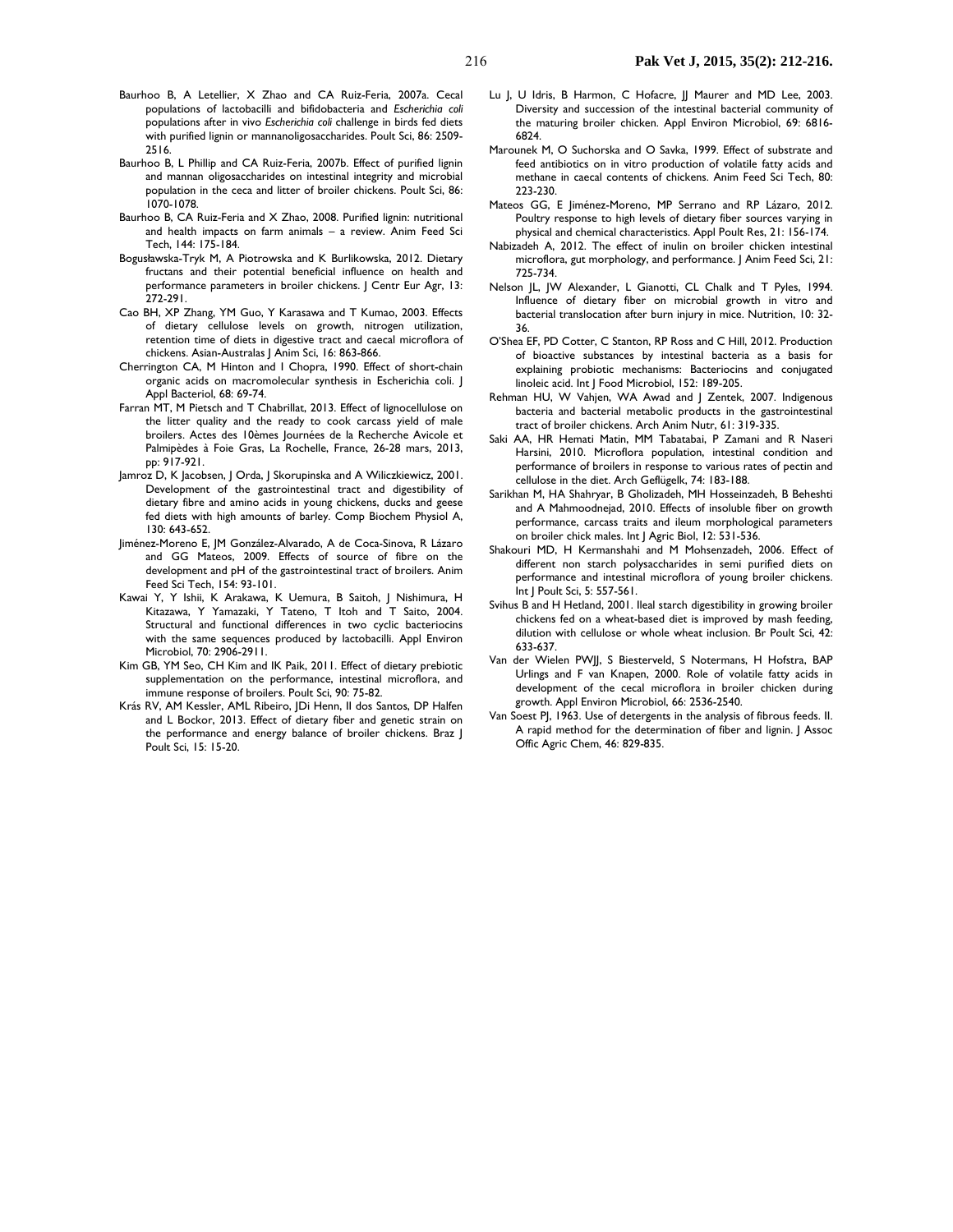Baurhoo B, A Letellier, X Zhao and CA Ruiz-Feria, 2007a. Cecal populations of lactobacilli and bifidobacteria and *Escherichia coli* populations after in vivo *Escherichia coli* challenge in birds fed diets with purified lignin or mannanoligosaccharides. Poult Sci, 86: 2509-2516.

Baurhoo B, L Phillip and CA Ruiz-Feria, 2007b. Effect of purified lignin and mannan oligosaccharides on intestinal integrity and microbial population in the ceca and litter of broiler chickens. Poult Sci, 86: 1070-1078.

Baurhoo B, CA Ruiz-Feria and X Zhao, 2008. Purified lignin: nutritional and health impacts on farm animals – a review. Anim Feed Sci Tech, 144: 175-184.

Bogusławska-Tryk M, A Piotrowska and K Burlikowska, 2012. Dietary fructans and their potential beneficial influence on health and performance parameters in broiler chickens. J Centr Eur Agr, 13: 272-291.

Cao BH, XP Zhang, YM Guo, Y Karasawa and T Kumao, 2003. Effects of dietary cellulose levels on growth, nitrogen utilization, retention time of diets in digestive tract and caecal microflora of chickens. Asian-Australas J Anim Sci, 16: 863-866.

Cherrington CA, M Hinton and I Chopra, 1990. Effect of short-chain organic acids on macromolecular synthesis in Escherichia coli. J Appl Bacteriol, 68: 69-74.

Farran MT, M Pietsch and T Chabrillat, 2013. Effect of lignocellulose on the litter quality and the ready to cook carcass yield of male broilers. Actes des 10èmes Journées de la Recherche Avicole et Palmipèdes à Foie Gras, La Rochelle, France, 26-28 mars, 2013, pp: 917-921.

Jamroz D, K Jacobsen, J Orda, J Skorupinska and A Wiliczkiewicz, 2001. Development of the gastrointestinal tract and digestibility of dietary fibre and amino acids in young chickens, ducks and geese fed diets with high amounts of barley. Comp Biochem Physiol A, 130: 643-652.

Jiménez-Moreno E, JM González-Alvarado, A de Coca-Sinova, R Lázaro and GG Mateos, 2009. Effects of source of fibre on the development and pH of the gastrointestinal tract of broilers. Anim Feed Sci Tech, 154: 93-101.

Kawai Y, Y Ishii, K Arakawa, K Uemura, B Saitoh, J Nishimura, H Kitazawa, Y Yamazaki, Y Tateno, T Itoh and T Saito, 2004. Structural and functional differences in two cyclic bacteriocins with the same sequences produced by lactobacilli. Appl Environ Microbiol, 70: 2906-2911.

Kim GB, YM Seo, CH Kim and IK Paik, 2011. Effect of dietary prebiotic supplementation on the performance, intestinal microflora, and immune response of broilers. Poult Sci, 90: 75-82.

Krás RV, AM Kessler, AML Ribeiro, JDi Henn, II dos Santos, DP Halfen and L Bockor, 2013. Effect of dietary fiber and genetic strain on the performance and energy balance of broiler chickens. Braz J Poult Sci, 15: 15-20.

Lu J, U Idris, B Harmon, C Hofacre, JJ Maurer and MD Lee, 2003. Diversity and succession of the intestinal bacterial community of the maturing broiler chicken. Appl Environ Microbiol, 69: 6816-6824.

Marounek M, O Suchorska and O Savka, 1999. Effect of substrate and feed antibiotics on in vitro production of volatile fatty acids and methane in caecal contents of chickens. Anim Feed Sci Tech, 80: 223-230.

Mateos GG, E Jiménez-Moreno, MP Serrano and RP Lázaro, 2012. Poultry response to high levels of dietary fiber sources varying in physical and chemical characteristics. Appl Poult Res, 21: 156-174.

Nabizadeh A, 2012. The effect of inulin on broiler chicken intestinal microflora, gut morphology, and performance. J Anim Feed Sci, 21: 725-734.

Nelson JL, JW Alexander, L Gianotti, CL Chalk and T Pyles, 1994. Influence of dietary fiber on microbial growth in vitro and bacterial translocation after burn injury in mice. Nutrition, 10: 32-36.

O'Shea EF, PD Cotter, C Stanton, RP Ross and C Hill, 2012. Production of bioactive substances by intestinal bacteria as a basis for explaining probiotic mechanisms: Bacteriocins and conjugated linoleic acid. Int J Food Microbiol, 152: 189-205.

Rehman HU, W Vahjen, WA Awad and J Zentek, 2007. Indigenous bacteria and bacterial metabolic products in the gastrointestinal tract of broiler chickens. Arch Anim Nutr, 61: 319-335.

Saki AA, HR Hemati Matin, MM Tabatabai, P Zamani and R Naseri Harsini, 2010. Microflora population, intestinal condition and performance of broilers in response to various rates of pectin and cellulose in the diet. Arch Geflügelk, 74: 183-188.

Sarikhan M, HA Shahryar, B Gholizadeh, MH Hosseinzadeh, B Beheshti and A Mahmoodnejad, 2010. Effects of insoluble fiber on growth performance, carcass traits and ileum morphological parameters on broiler chick males. Int J Agric Biol, 12: 531-536.

Shakouri MD, H Kermanshahi and M Mohsenzadeh, 2006. Effect of different non starch polysaccharides in semi purified diets on performance and intestinal microflora of young broiler chickens. Int J Poult Sci, 5: 557-561.

Svihus B and H Hetland, 2001. Ileal starch digestibility in growing broiler chickens fed on a wheat-based diet is improved by mash feeding, dilution with cellulose or whole wheat inclusion. Br Poult Sci, 42: 633-637.

Van der Wielen PWJJ, S Biesterveld, S Notermans, H Hofstra, BAP Urlings and F van Knapen, 2000. Role of volatile fatty acids in development of the cecal microflora in broiler chicken during growth. Appl Environ Microbiol, 66: 2536-2540.

Van Soest PJ, 1963. Use of detergents in the analysis of fibrous feeds. II. A rapid method for the determination of fiber and lignin. J Assoc Offic Agric Chem, 46: 829-835.